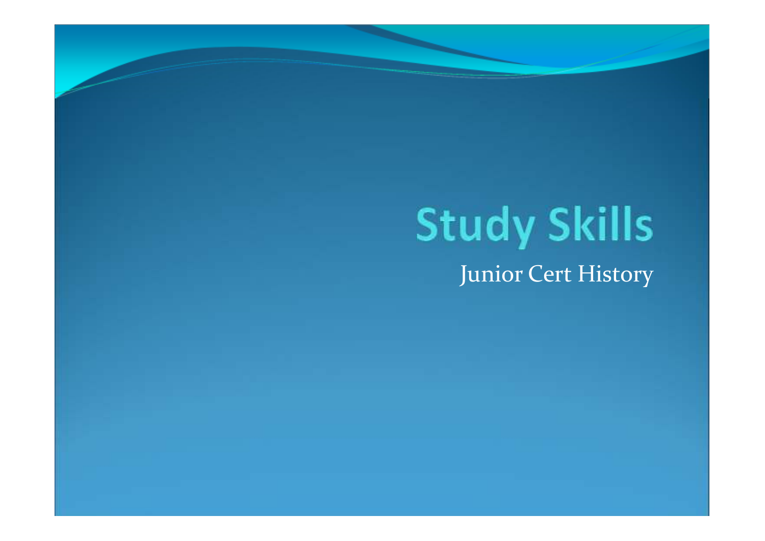# Study Skills

Junior Cert History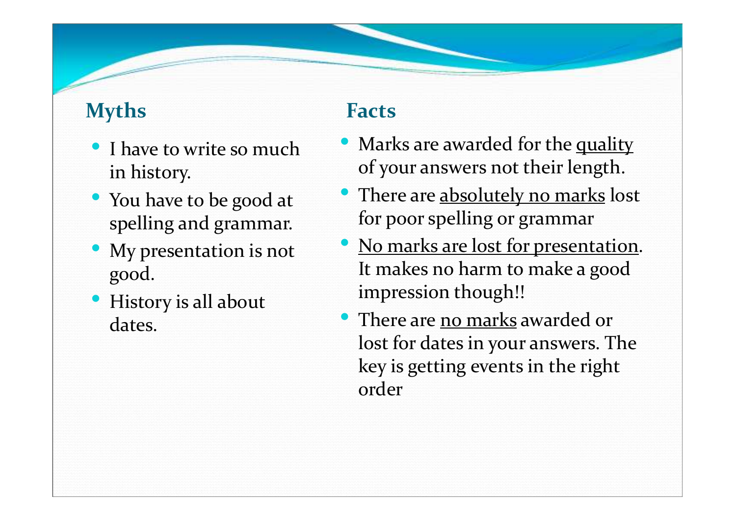## Myths

- I have to write so much in history.
- You have to be good at spelling and grammar.
- My presentation is not good.
- History is all about dates.

## Facts

- Marks are awarded for the <u>quality</u> of your answers not their length.
- There are <u>absolutely no marks</u> lost for poor spelling or grammar
- <u>No marks are lost for presentation</u>. It makes no harm to make a good impression though!!
- There are <u>no marks</u> awarded or lost for dates in your answers. The key is getting events in the right order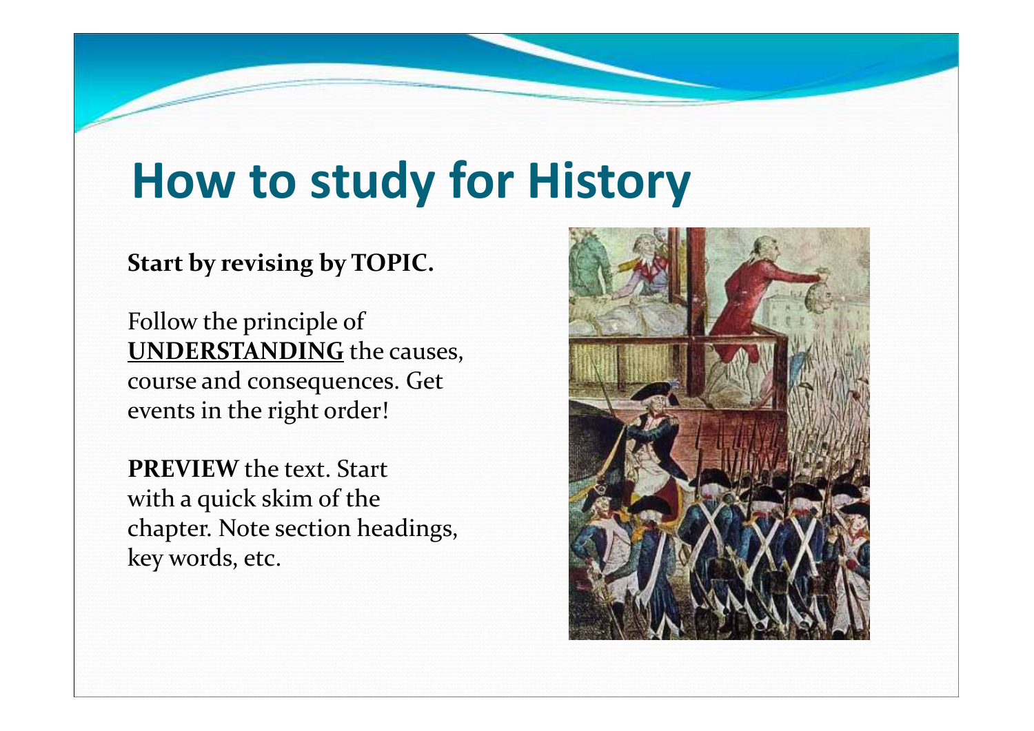# How to study for History

**Start by revising by TOPIC.**

Follow the principle of **UNDERSTANDING** the causes, course and consequences. Get events in the right order!

**PREVIEW** the text. Start with a quick skim of the chapter. Note section headings, key words, etc.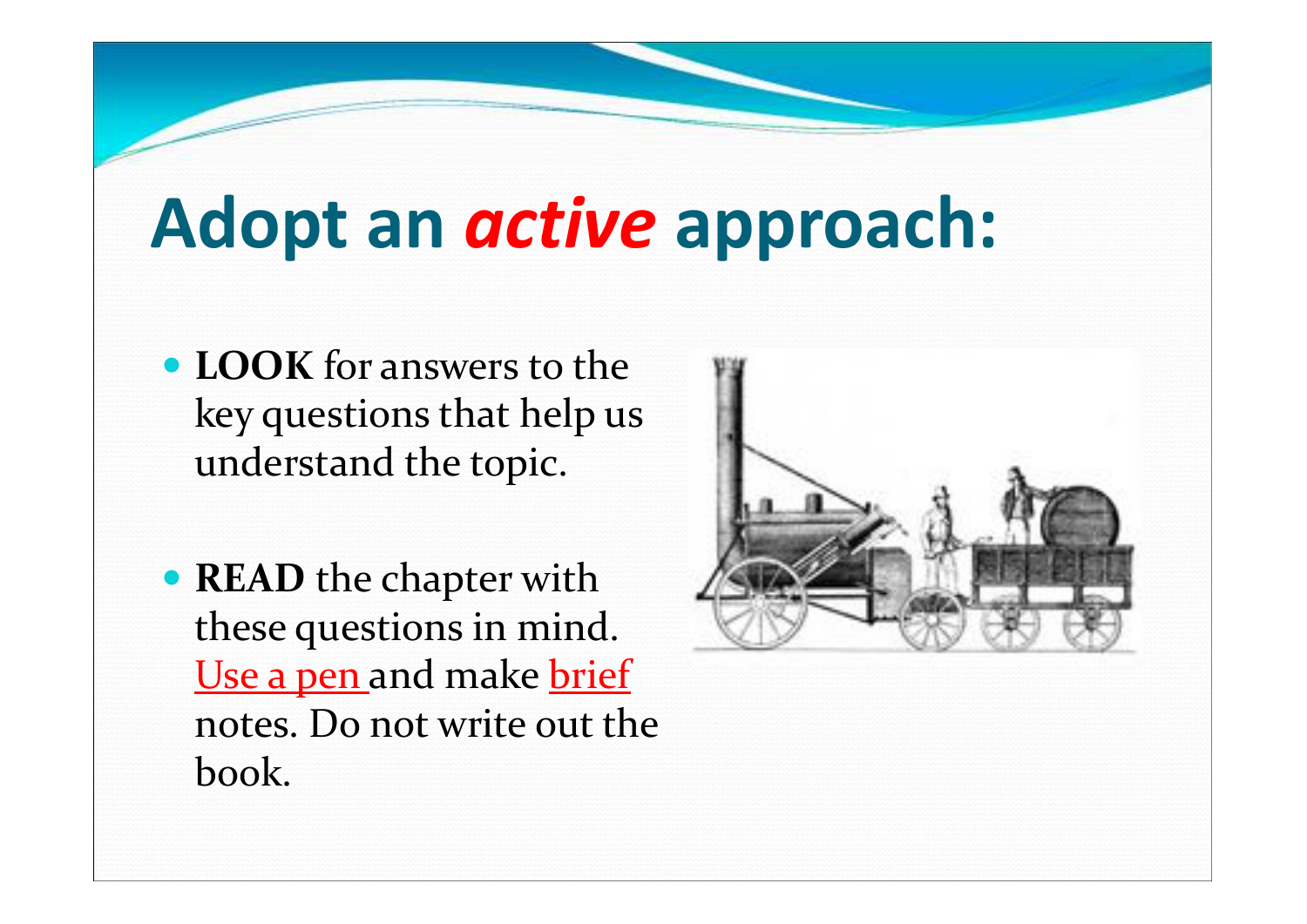# Adopt an *active* approach:

- **LOOK** for answers to the key questions that help us understand the topic.
- **READ** the chapter with these questions in mind. Use a pen and make brief notes. Do not write out the book.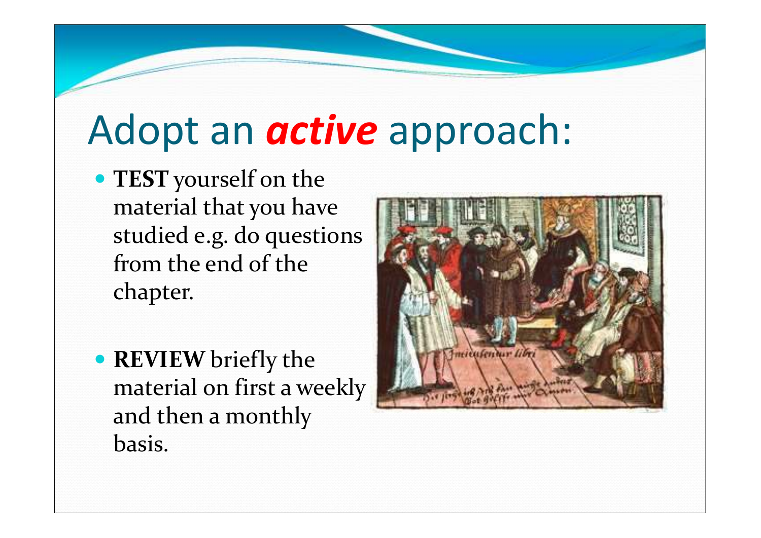# Adopt an ***active*** approach:

- **TEST** yourself on the material that you have studied e.g. do questions from the end of the chapter.
- **REVIEW** briefly the material on first a weekly and then a monthly basis.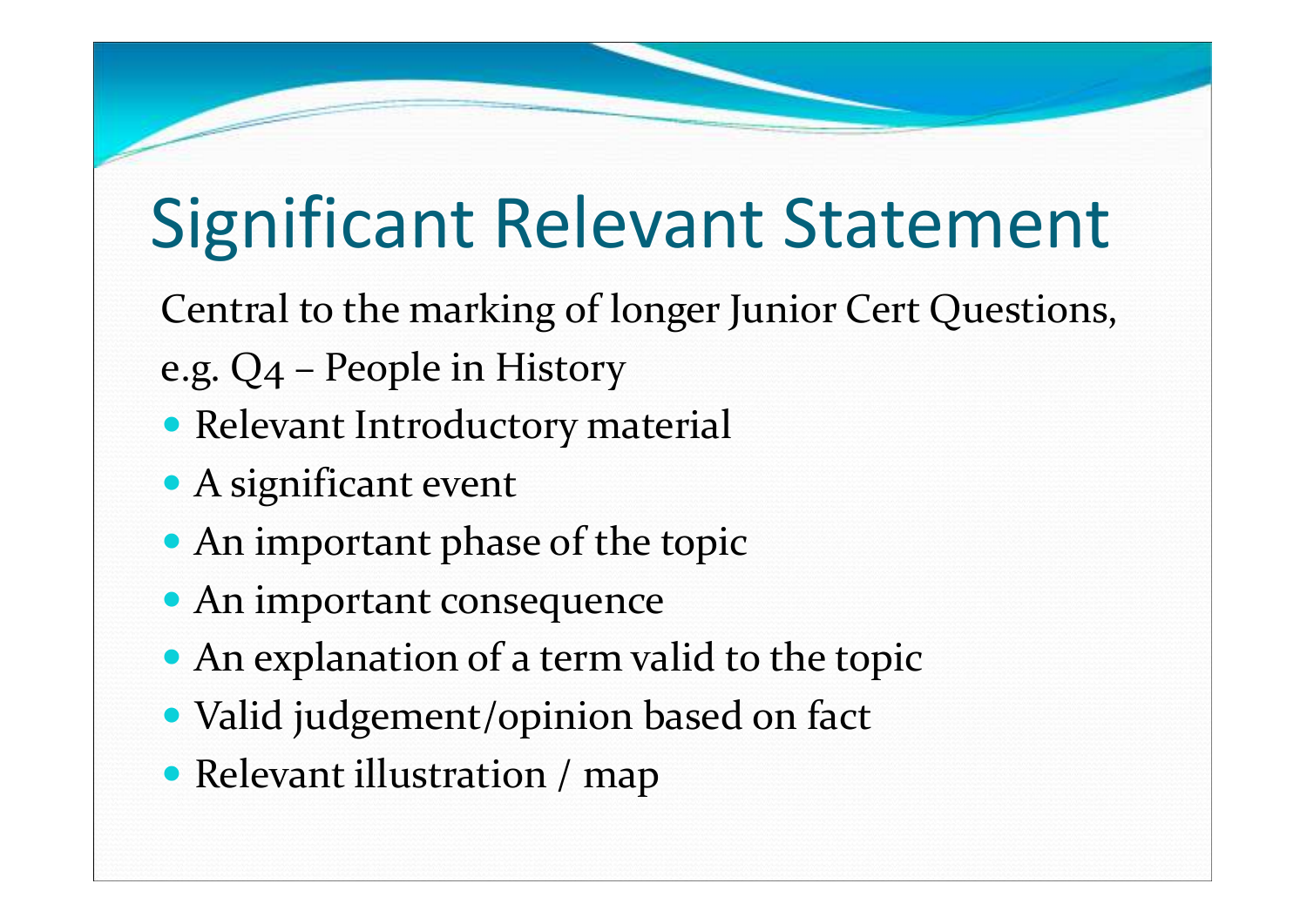# Significant Relevant Statement

Central to the marking of longer Junior Cert Questions, e.g. Q4 – People in History

- Relevant Introductory material
- A significant event
- An important phase of the topic
- An important consequence
- An explanation of a term valid to the topic
- Valid judgement/opinion based on fact
- Relevant illustration / map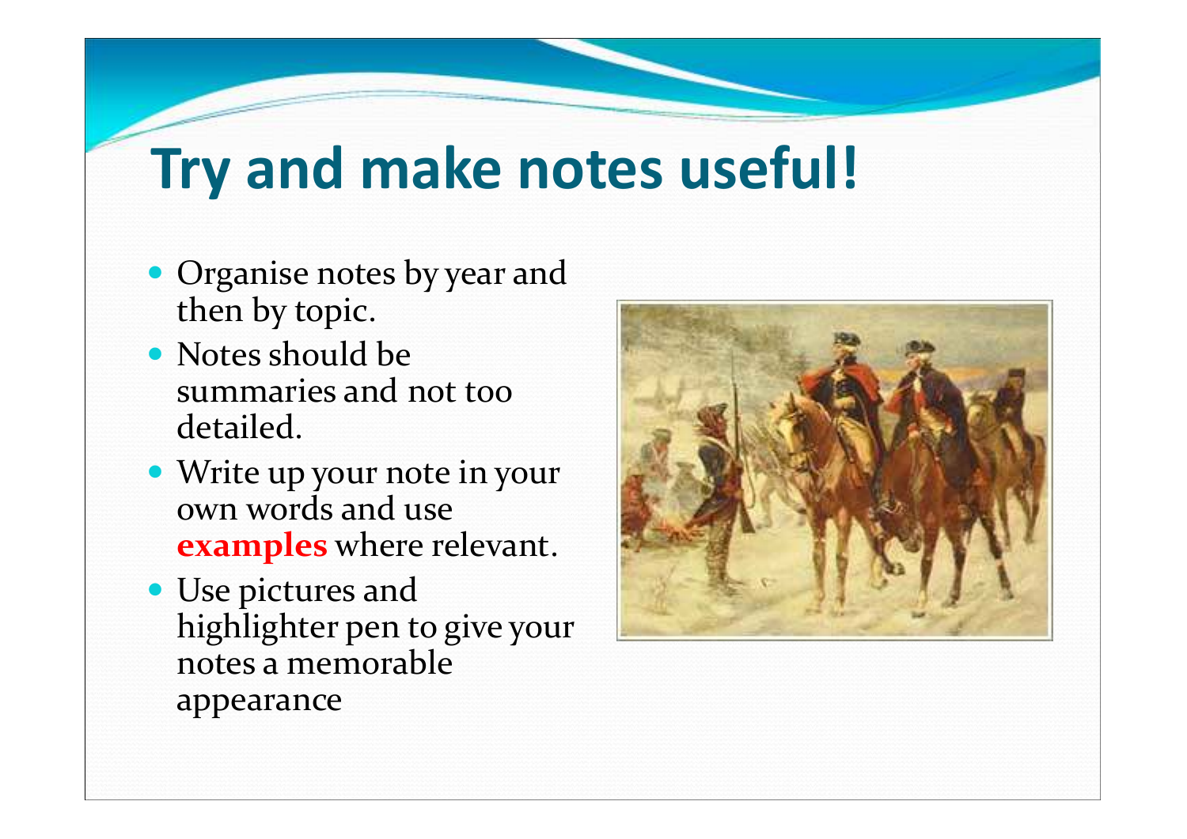# Try and make notes useful!

- Organise notes by year and then by topic.
- Notes should be summaries and not too detailed.
- Write up your note in your own words and use **examples** where relevant.
- Use pictures and highlighter pen to give your notes a memorable appearance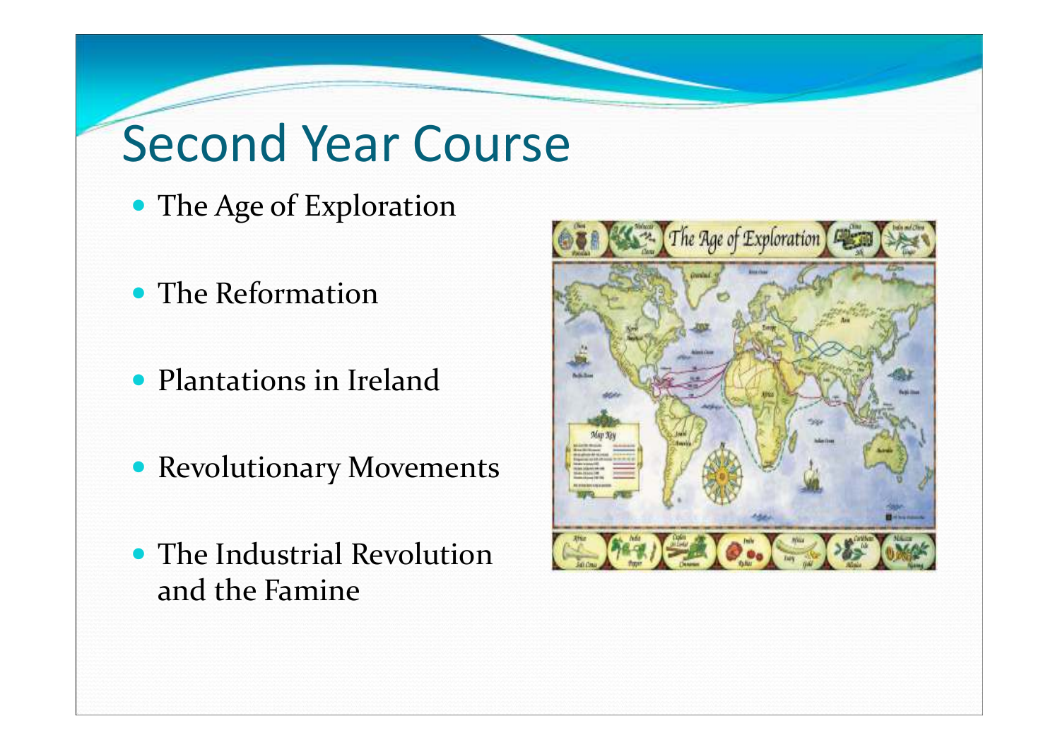# Second Year Course

- The Age of Exploration
- The Reformation
- Plantations in Ireland
- Revolutionary Movements
- The Industrial Revolution and the Famine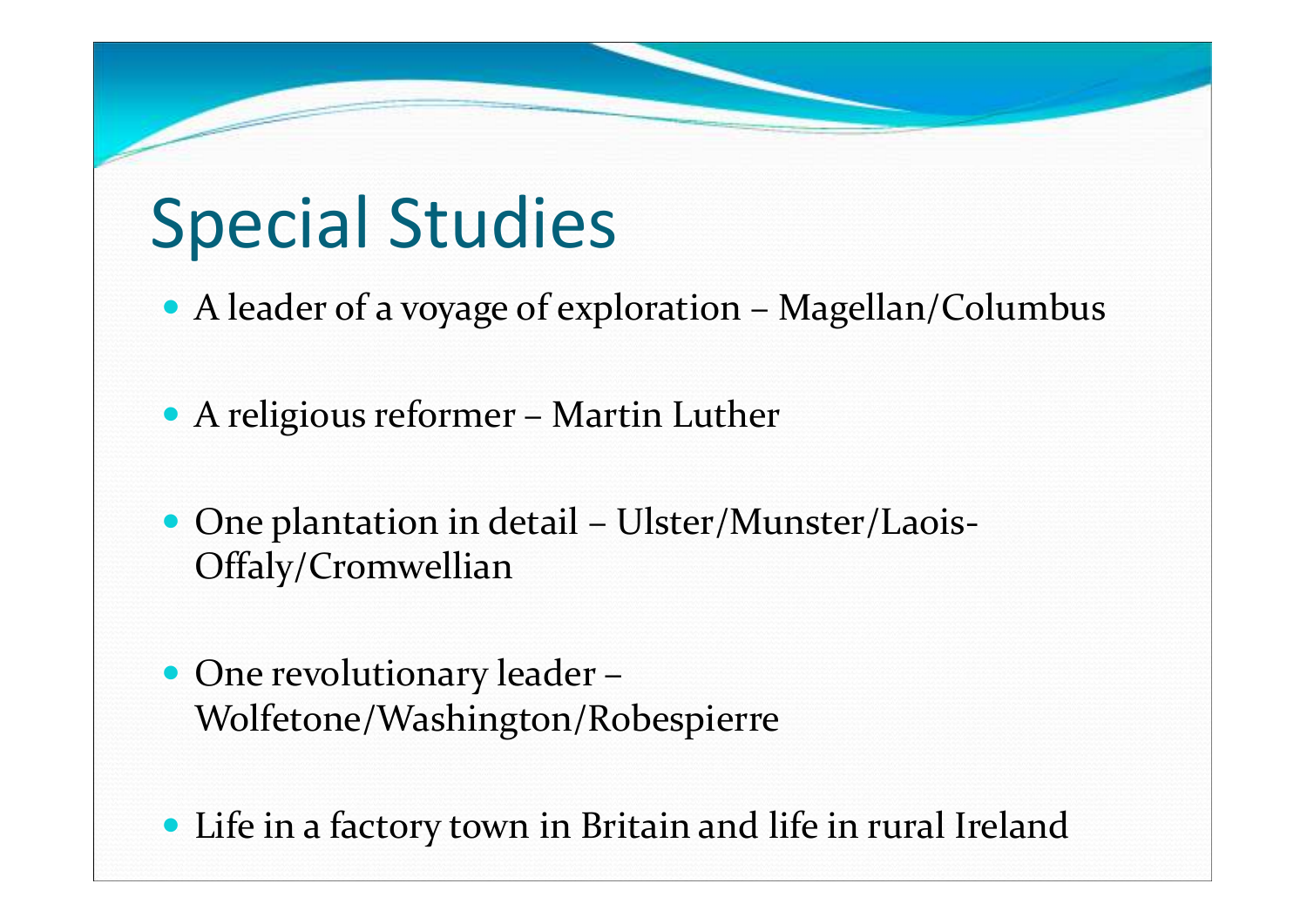# Special Studies

- A leader of a voyage of exploration – Magellan/Columbus
- A religious reformer – Martin Luther
- One plantation in detail – Ulster/Munster/Laois-Offaly/Cromwellian
- One revolutionary leader – Wolfetone/Washington/Robespierre
- Life in a factory town in Britain and life in rural Ireland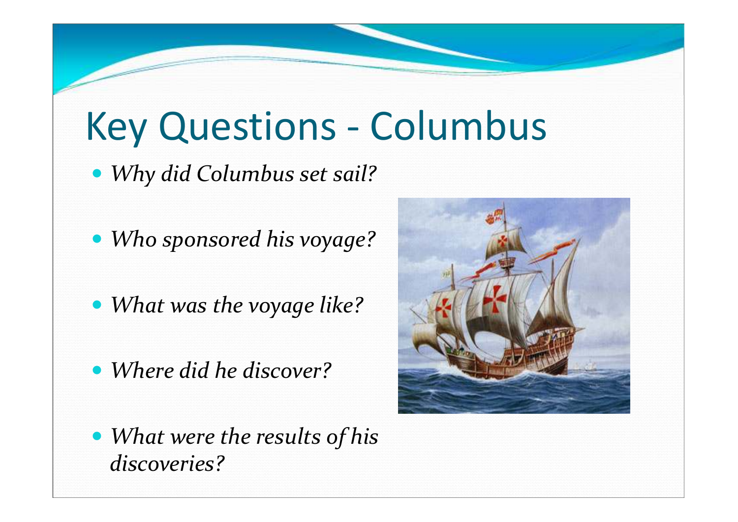# Key Questions - Columbus

- *Why did Columbus set sail?*
- *Who sponsored his voyage?*
- *What was the voyage like?*
- *Where did he discover?*
- *What were the results of his discoveries?*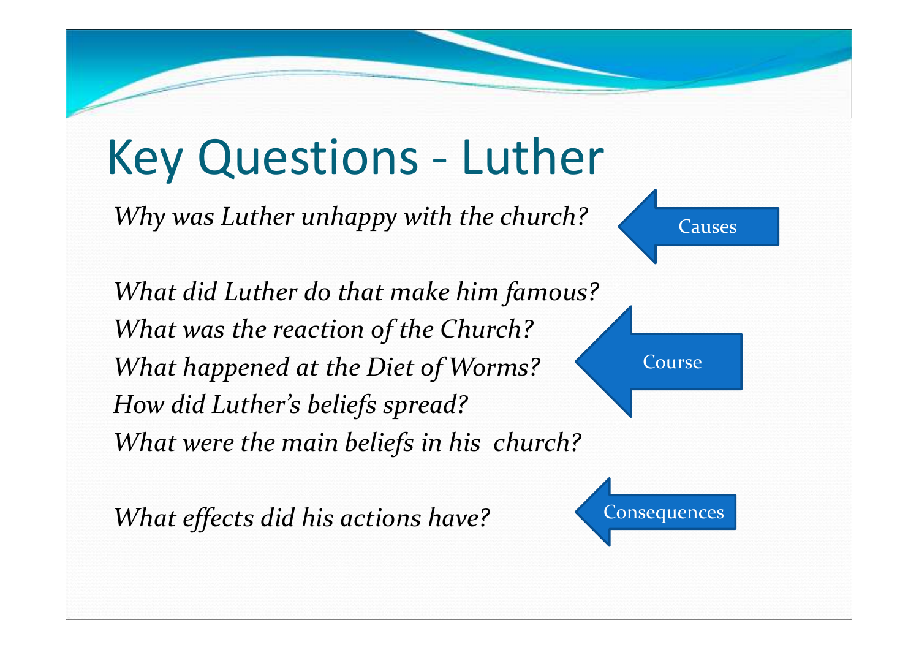# Key Questions - Luther

*Why was Luther unhappy with the church?*

Causes

*What did Luther do that make him famous?*
*What was the reaction of the Church?*
*What happened at the Diet of Worms?*
*How did Luther's beliefs spread?*
*What were the main beliefs in his church?*

Course

*What effects did his actions have?*

Consequences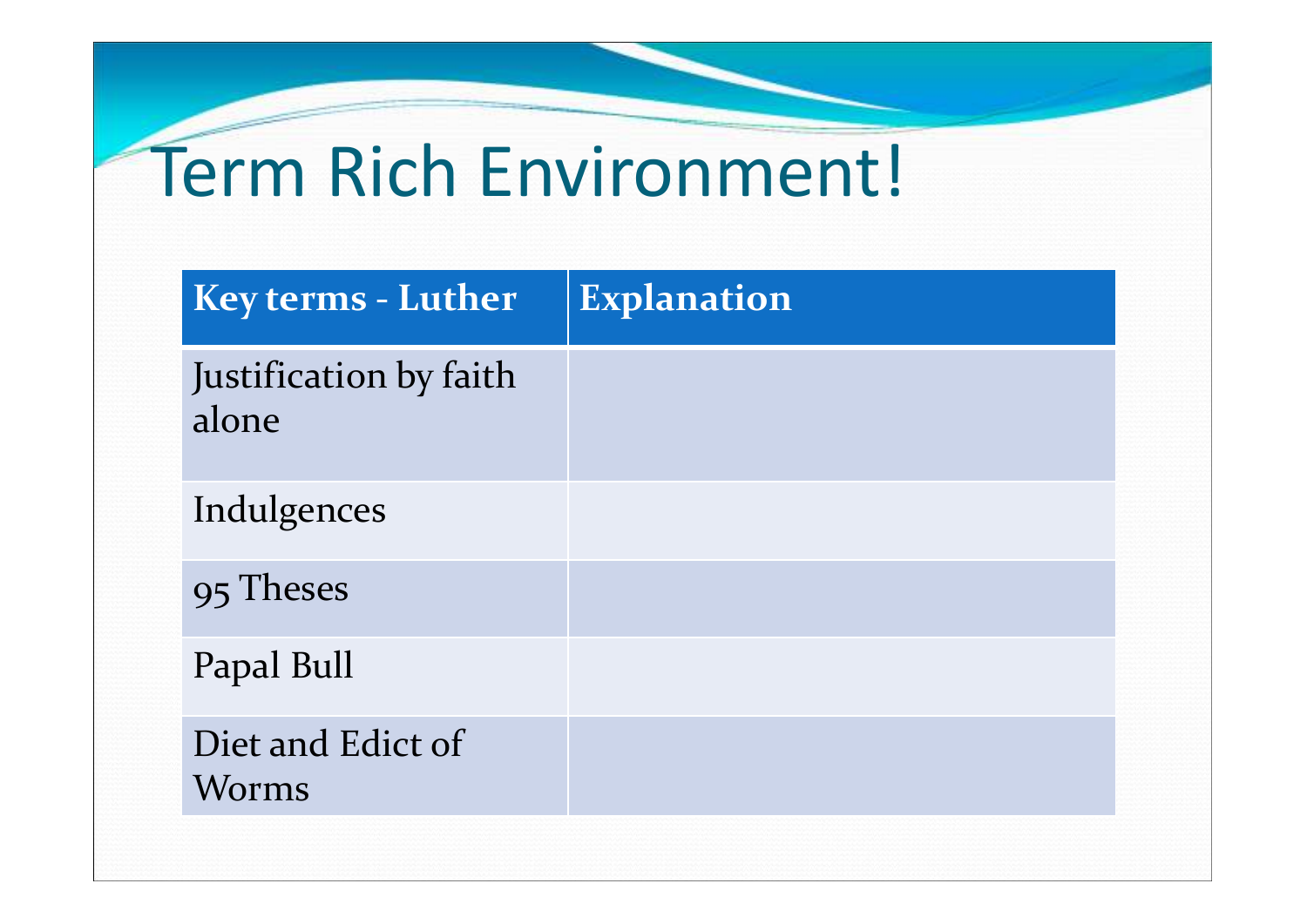# Term Rich Environment!

| Key terms - Luther | Explanation |
| --- | --- |
| Justification by faith alone | |
| Indulgences | |
| 95 Theses | |
| Papal Bull | |
| Diet and Edict of Worms | |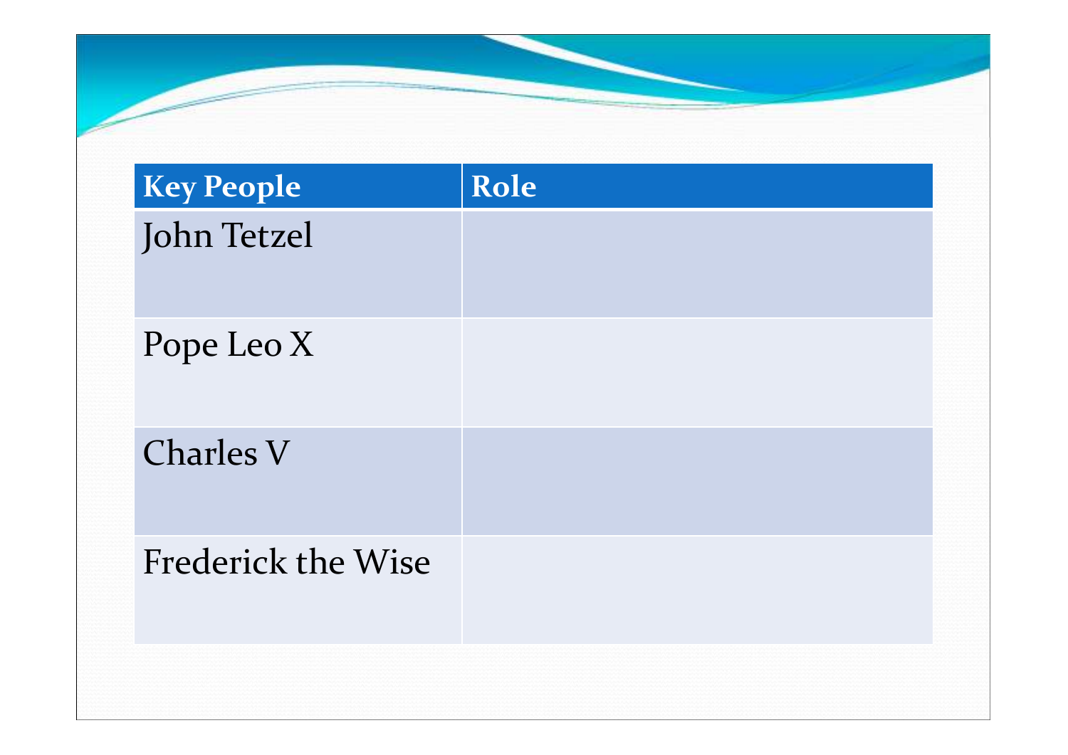| Key People | Role |
| --- | --- |
| John Tetzel | |
| Pope Leo X | |
| Charles V | |
| Frederick the Wise | |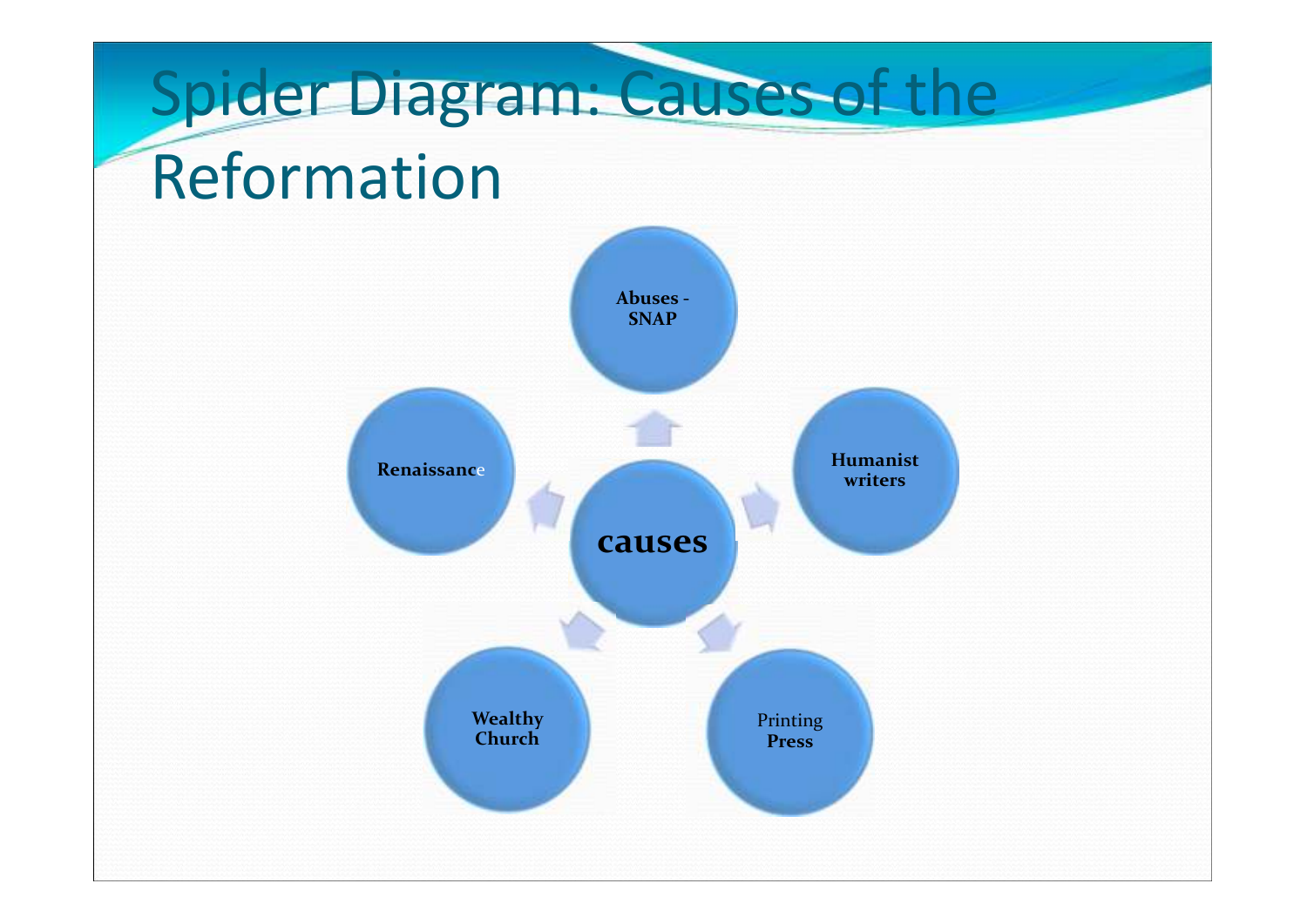# Spider Diagram: Causes of the Reformation

**causes**

- **Abuses - SNAP**
- **Humanist writers**
- Printing **Press**
- **Wealthy Church**
- **Renaissance**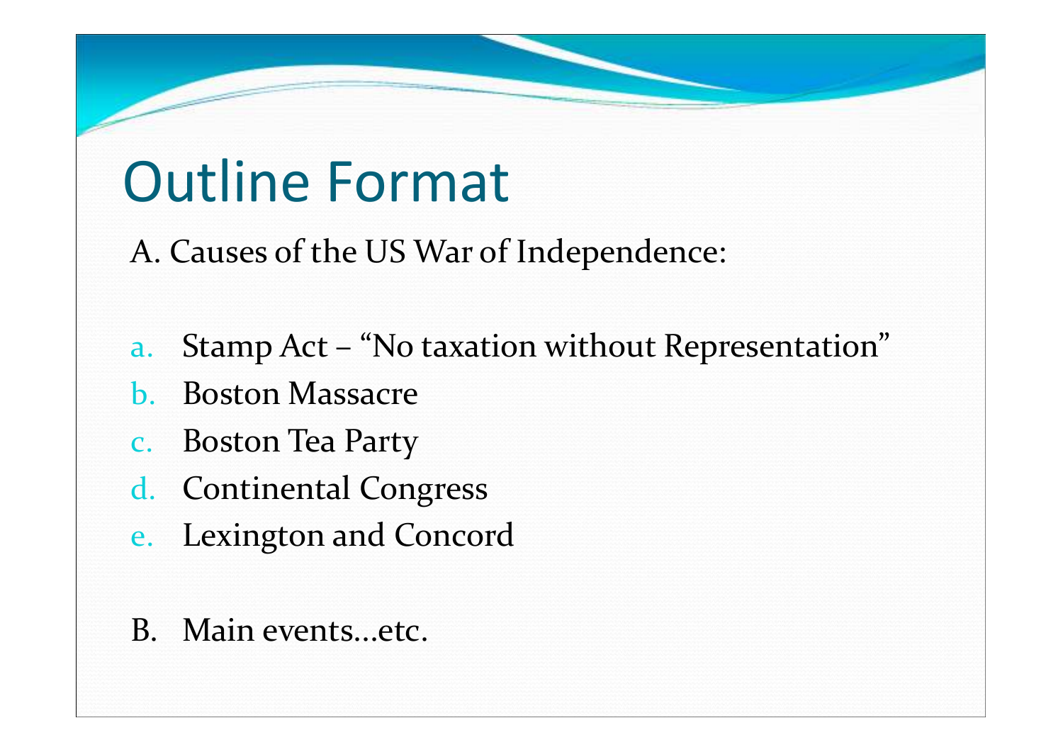# Outline Format

A. Causes of the US War of Independence:

a. Stamp Act – "No taxation without Representation"
b. Boston Massacre
c. Boston Tea Party
d. Continental Congress
e. Lexington and Concord

B. Main events…etc.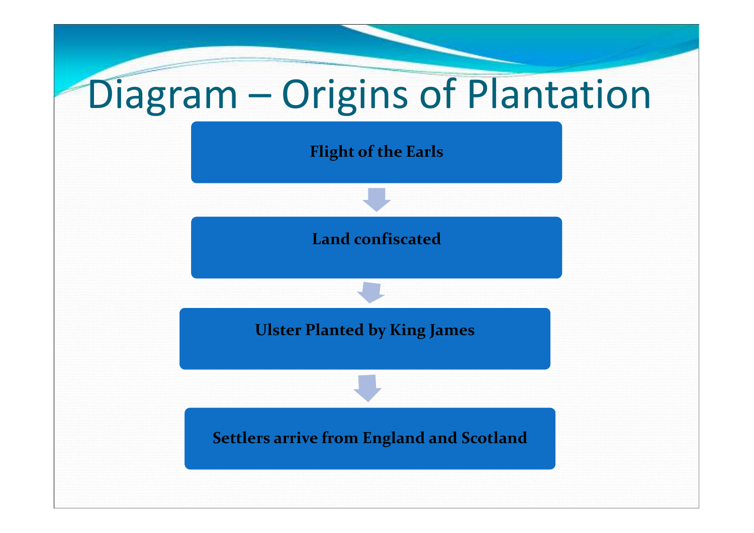# Diagram – Origins of Plantation

**Flight of the Earls**

↓

**Land confiscated**

↓

**Ulster Planted by King James**

↓

**Settlers arrive from England and Scotland**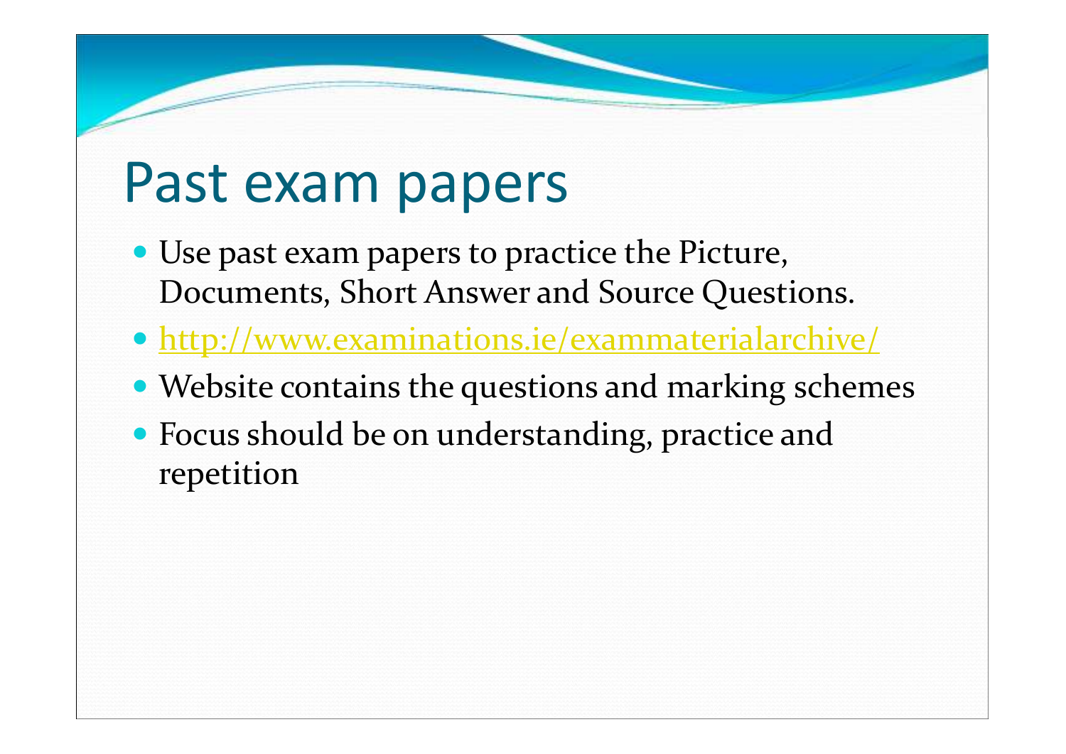# Past exam papers

- Use past exam papers to practice the Picture, Documents, Short Answer and Source Questions.
- [http://www.examinations.ie/exammaterialarchive/](http://www.examinations.ie/exammaterialarchive/)
- Website contains the questions and marking schemes
- Focus should be on understanding, practice and repetition